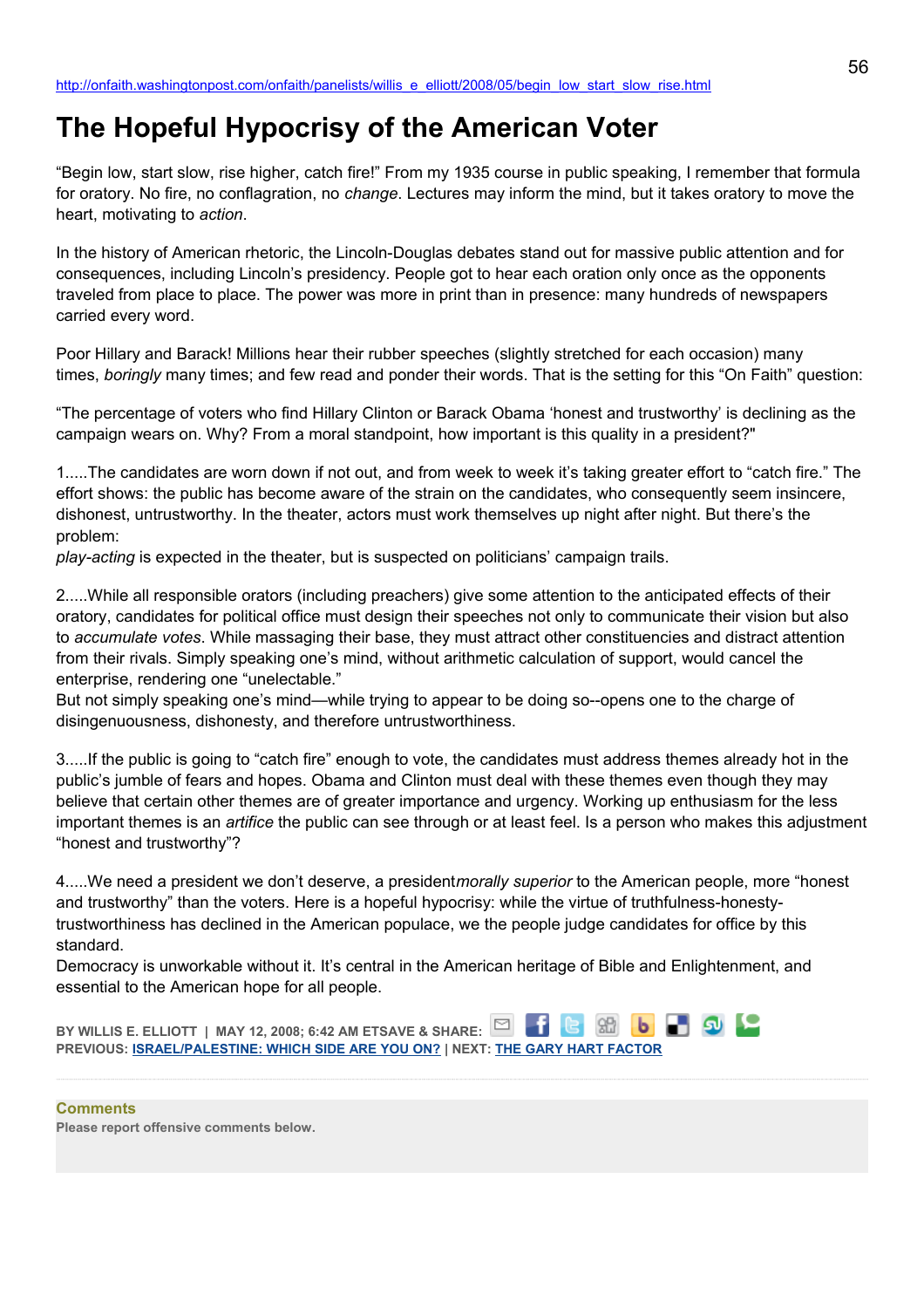http://onfaith.washingtonpost.com/onfaith/panelists/willis_e_elliott/2008/05/begin_low_start_slow_rise.html

# The Hopeful Hypocrisy of the American Voter

"Begin low, start slow, rise higher, catch fire!" From my 1935 course in public speaking, I remember that formula for oratory. No fire, no conflagration, no *change*. Lectures may inform the mind, but it takes oratory to move the heart, motivating to *action*.

In the history of American rhetoric, the Lincoln-Douglas debates stand out for massive public attention and for consequences, including Lincoln's presidency. People got to hear each oration only once as the opponents traveled from place to place. The power was more in print than in presence: many hundreds of newspapers carried every word.

Poor Hillary and Barack! Millions hear their rubber speeches (slightly stretched for each occasion) many times, *boringly* many times; and few read and ponder their words. That is the setting for this "On Faith" question:

"The percentage of voters who find Hillary Clinton or Barack Obama 'honest and trustworthy' is declining as the campaign wears on. Why? From a moral standpoint, how important is this quality in a president?"

1.....The candidates are worn down if not out, and from week to week it's taking greater effort to "catch fire." The effort shows: the public has become aware of the strain on the candidates, who consequently seem insincere, dishonest, untrustworthy. In the theater, actors must work themselves up night after night. But there's the problem:
*play-acting* is expected in the theater, but is suspected on politicians' campaign trails.

2.....While all responsible orators (including preachers) give some attention to the anticipated effects of their oratory, candidates for political office must design their speeches not only to communicate their vision but also to *accumulate votes*. While massaging their base, they must attract other constituencies and distract attention from their rivals. Simply speaking one's mind, without arithmetic calculation of support, would cancel the enterprise, rendering one "unelectable."
But not simply speaking one's mind—while trying to appear to be doing so--opens one to the charge of disingenuousness, dishonesty, and therefore untrustworthiness.

3.....If the public is going to "catch fire" enough to vote, the candidates must address themes already hot in the public's jumble of fears and hopes. Obama and Clinton must deal with these themes even though they may believe that certain other themes are of greater importance and urgency. Working up enthusiasm for the less important themes is an *artifice* the public can see through or at least feel. Is a person who makes this adjustment "honest and trustworthy"?

4.....We need a president we don't deserve, a president *morally superior* to the American people, more "honest and trustworthy" than the voters. Here is a hopeful hypocrisy: while the virtue of truthfulness-honesty-trustworthiness has declined in the American populace, we the people judge candidates for office by this standard.
Democracy is unworkable without it. It's central in the American heritage of Bible and Enlightenment, and essential to the American hope for all people.

**BY WILLIS E. ELLIOTT | MAY 12, 2008; 6:42 AM ET SAVE & SHARE:**
**PREVIOUS: ISRAEL/PALESTINE: WHICH SIDE ARE YOU ON? | NEXT: THE GARY HART FACTOR**

**Comments**
**Please report offensive comments below.**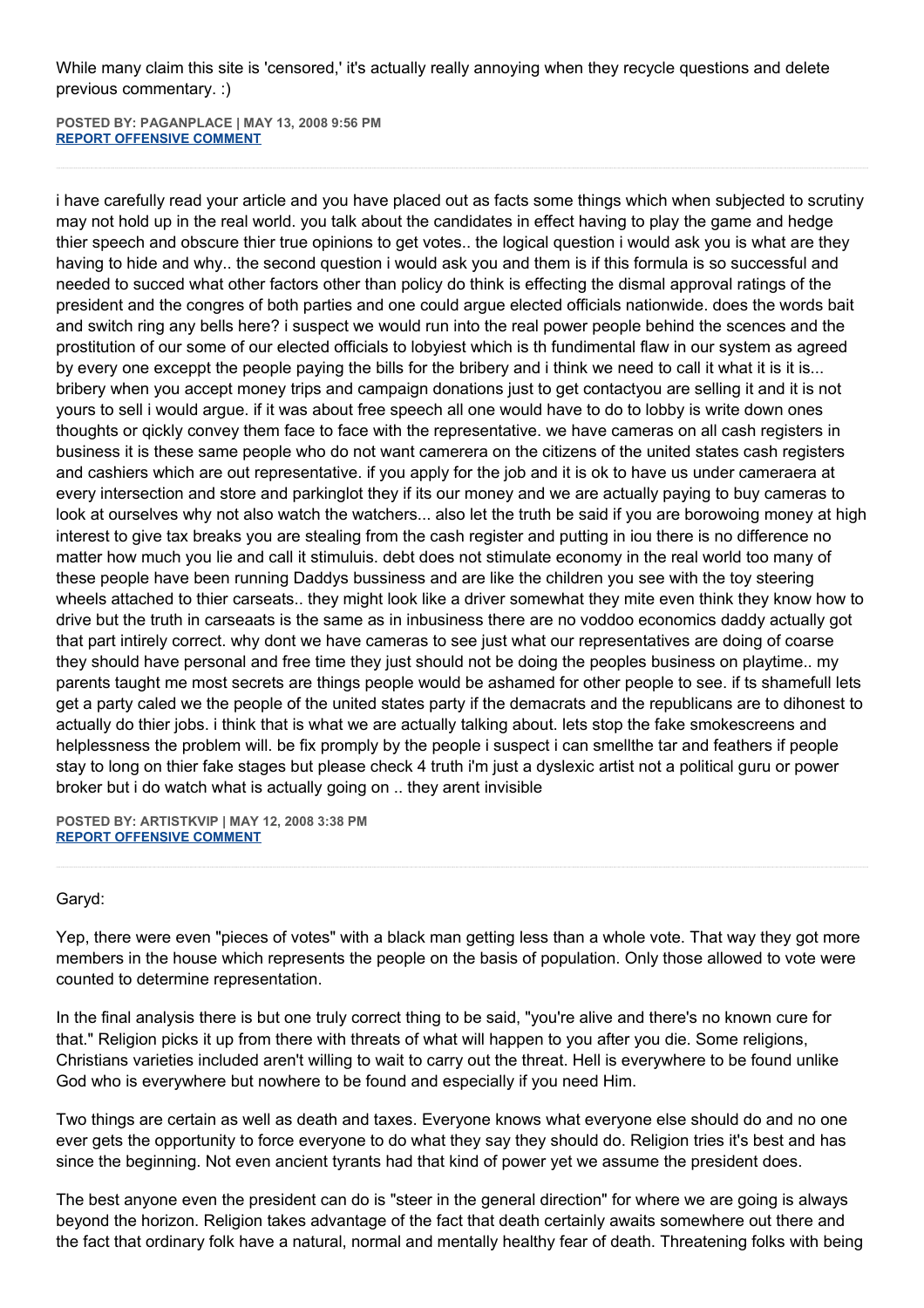While many claim this site is 'censored,' it's actually really annoying when they recycle questions and delete previous commentary. :)

**POSTED BY: PAGANPLACE | MAY 13, 2008 9:56 PM**
**REPORT OFFENSIVE COMMENT**

---

i have carefully read your article and you have placed out as facts some things which when subjected to scrutiny may not hold up in the real world. you talk about the candidates in effect having to play the game and hedge thier speech and obscure thier true opinions to get votes.. the logical question i would ask you is what are they having to hide and why.. the second question i would ask you and them is if this formula is so successful and needed to succed what other factors other than policy do think is effecting the dismal approval ratings of the president and the congres of both parties and one could argue elected officials nationwide. does the words bait and switch ring any bells here? i suspect we would run into the real power people behind the scences and the prostitution of our some of our elected officials to lobyiest which is th fundimental flaw in our system as agreed by every one exceppt the people paying the bills for the bribery and i think we need to call it what it is it is... bribery when you accept money trips and campaign donations just to get contactyou are selling it and it is not yours to sell i would argue. if it was about free speech all one would have to do to lobby is write down ones thoughts or qickly convey them face to face with the representative. we have cameras on all cash registers in business it is these same people who do not want camerera on the citizens of the united states cash registers and cashiers which are out representative. if you apply for the job and it is ok to have us under cameraera at every intersection and store and parkinglot they if its our money and we are actually paying to buy cameras to look at ourselves why not also watch the watchers... also let the truth be said if you are borowoing money at high interest to give tax breaks you are stealing from the cash register and putting in iou there is no difference no matter how much you lie and call it stimuluis. debt does not stimulate economy in the real world too many of these people have been running Daddys bussiness and are like the children you see with the toy steering wheels attached to thier carseats.. they might look like a driver somewhat they mite even think they know how to drive but the truth in carseaats is the same as in inbusiness there are no voddoo economics daddy actually got that part intirely correct. why dont we have cameras to see just what our representatives are doing of coarse they should have personal and free time they just should not be doing the peoples business on playtime.. my parents taught me most secrets are things people would be ashamed for other people to see. if ts shamefull lets get a party caled we the people of the united states party if the demacrats and the republicans are to dihonest to actually do thier jobs. i think that is what we are actually talking about. lets stop the fake smokescreens and helplessness the problem will. be fix promply by the people i suspect i can smellthe tar and feathers if people stay to long on thier fake stages but please check 4 truth i'm just a dyslexic artist not a political guru or power broker but i do watch what is actually going on .. they arent invisible

**POSTED BY: ARTISTKVIP | MAY 12, 2008 3:38 PM**
**REPORT OFFENSIVE COMMENT**

---

Garyd:

Yep, there were even "pieces of votes" with a black man getting less than a whole vote. That way they got more members in the house which represents the people on the basis of population. Only those allowed to vote were counted to determine representation.

In the final analysis there is but one truly correct thing to be said, "you're alive and there's no known cure for that." Religion picks it up from there with threats of what will happen to you after you die. Some religions, Christians varieties included aren't willing to wait to carry out the threat. Hell is everywhere to be found unlike God who is everywhere but nowhere to be found and especially if you need Him.

Two things are certain as well as death and taxes. Everyone knows what everyone else should do and no one ever gets the opportunity to force everyone to do what they say they should do. Religion tries it's best and has since the beginning. Not even ancient tyrants had that kind of power yet we assume the president does.

The best anyone even the president can do is "steer in the general direction" for where we are going is always beyond the horizon. Religion takes advantage of the fact that death certainly awaits somewhere out there and the fact that ordinary folk have a natural, normal and mentally healthy fear of death. Threatening folks with being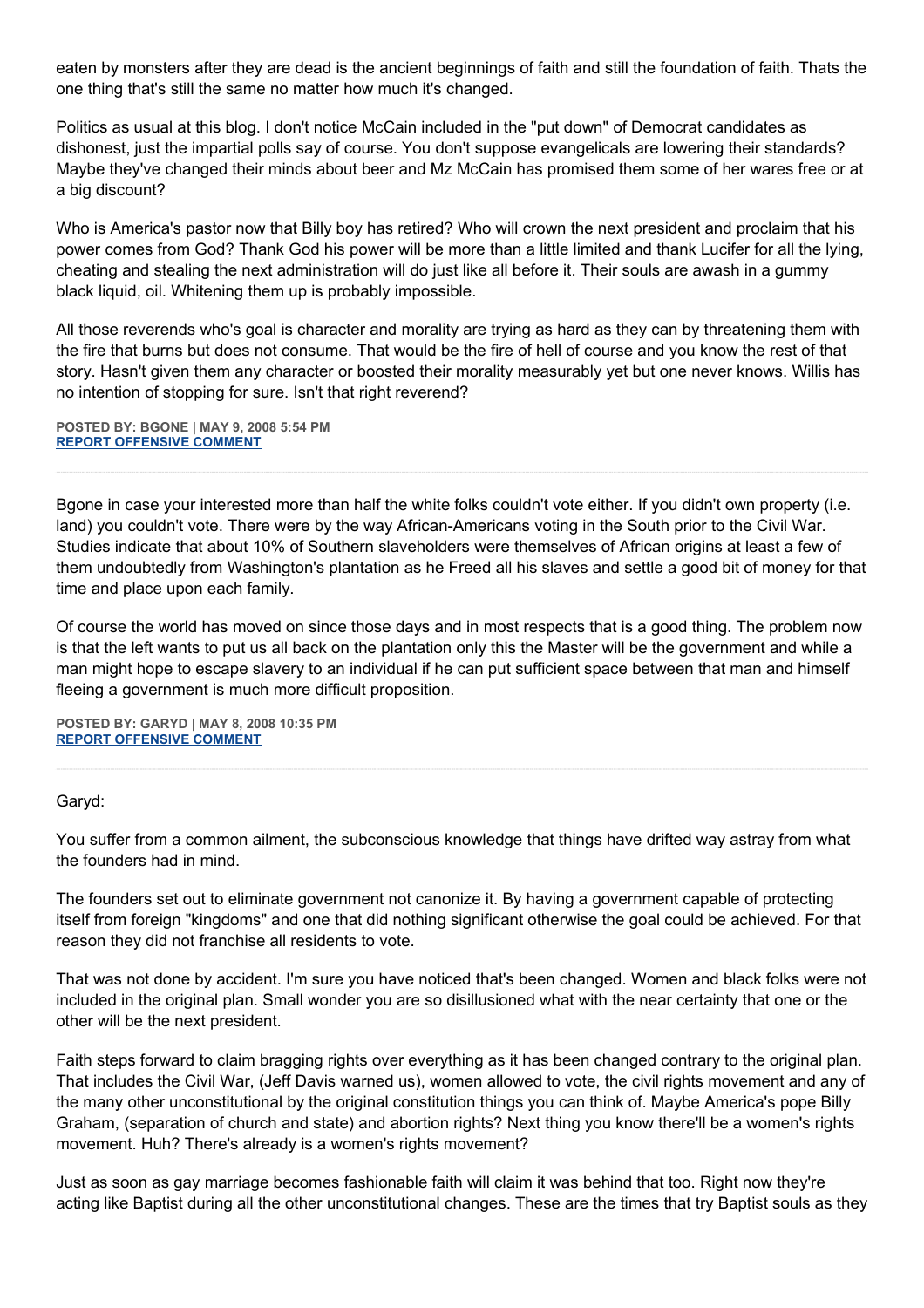eaten by monsters after they are dead is the ancient beginnings of faith and still the foundation of faith. Thats the one thing that's still the same no matter how much it's changed.

Politics as usual at this blog. I don't notice McCain included in the "put down" of Democrat candidates as dishonest, just the impartial polls say of course. You don't suppose evangelicals are lowering their standards? Maybe they've changed their minds about beer and Mz McCain has promised them some of her wares free or at a big discount?

Who is America's pastor now that Billy boy has retired? Who will crown the next president and proclaim that his power comes from God? Thank God his power will be more than a little limited and thank Lucifer for all the lying, cheating and stealing the next administration will do just like all before it. Their souls are awash in a gummy black liquid, oil. Whitening them up is probably impossible.

All those reverends who's goal is character and morality are trying as hard as they can by threatening them with the fire that burns but does not consume. That would be the fire of hell of course and you know the rest of that story. Hasn't given them any character or boosted their morality measurably yet but one never knows. Willis has no intention of stopping for sure. Isn't that right reverend?

**POSTED BY: BGONE | MAY 9, 2008 5:54 PM**
**REPORT OFFENSIVE COMMENT**

---

Bgone in case your interested more than half the white folks couldn't vote either. If you didn't own property (i.e. land) you couldn't vote. There were by the way African-Americans voting in the South prior to the Civil War. Studies indicate that about 10% of Southern slaveholders were themselves of African origins at least a few of them undoubtedly from Washington's plantation as he Freed all his slaves and settle a good bit of money for that time and place upon each family.

Of course the world has moved on since those days and in most respects that is a good thing. The problem now is that the left wants to put us all back on the plantation only this the Master will be the government and while a man might hope to escape slavery to an individual if he can put sufficient space between that man and himself fleeing a government is much more difficult proposition.

**POSTED BY: GARYD | MAY 8, 2008 10:35 PM**
**REPORT OFFENSIVE COMMENT**

---

Garyd:

You suffer from a common ailment, the subconscious knowledge that things have drifted way astray from what the founders had in mind.

The founders set out to eliminate government not canonize it. By having a government capable of protecting itself from foreign "kingdoms" and one that did nothing significant otherwise the goal could be achieved. For that reason they did not franchise all residents to vote.

That was not done by accident. I'm sure you have noticed that's been changed. Women and black folks were not included in the original plan. Small wonder you are so disillusioned what with the near certainty that one or the other will be the next president.

Faith steps forward to claim bragging rights over everything as it has been changed contrary to the original plan. That includes the Civil War, (Jeff Davis warned us), women allowed to vote, the civil rights movement and any of the many other unconstitutional by the original constitution things you can think of. Maybe America's pope Billy Graham, (separation of church and state) and abortion rights? Next thing you know there'll be a women's rights movement. Huh? There's already is a women's rights movement?

Just as soon as gay marriage becomes fashionable faith will claim it was behind that too. Right now they're acting like Baptist during all the other unconstitutional changes. These are the times that try Baptist souls as they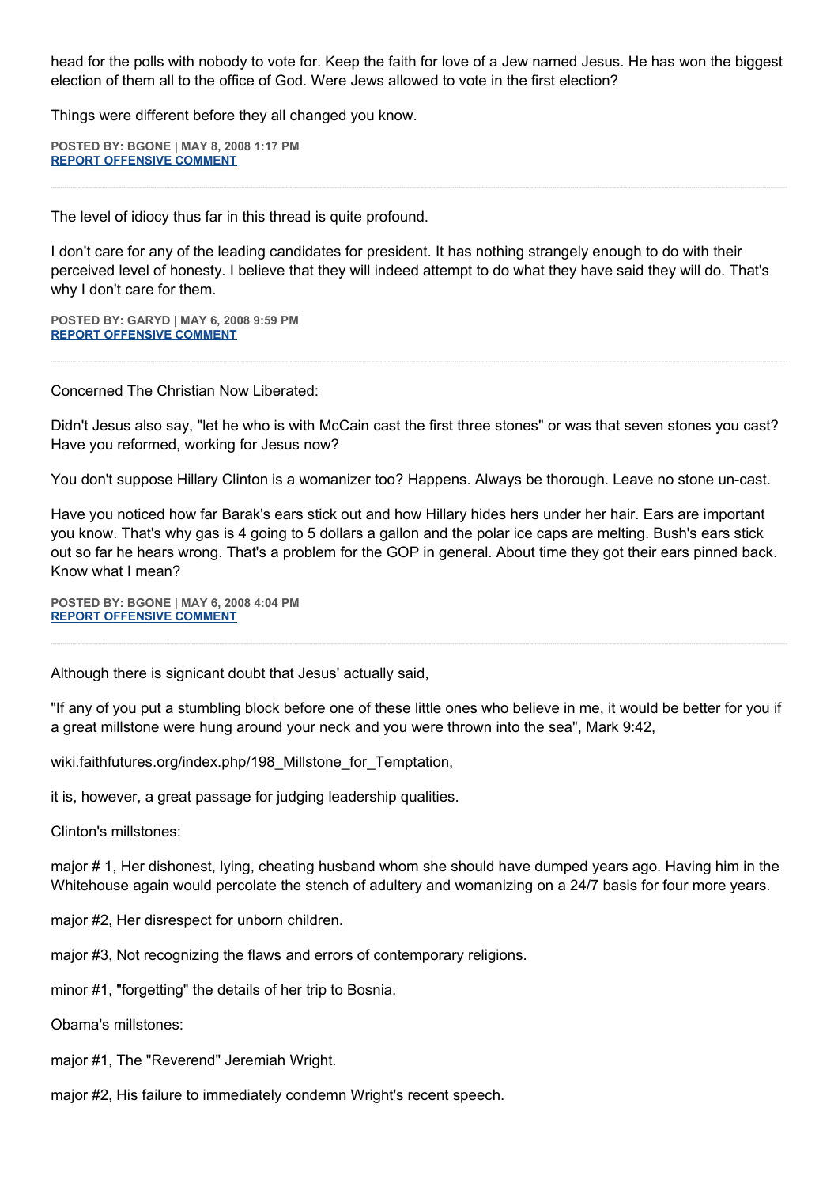head for the polls with nobody to vote for. Keep the faith for love of a Jew named Jesus. He has won the biggest election of them all to the office of God. Were Jews allowed to vote in the first election?

Things were different before they all changed you know.

**POSTED BY: BGONE | MAY 8, 2008 1:17 PM**
**REPORT OFFENSIVE COMMENT**

---

The level of idiocy thus far in this thread is quite profound.

I don't care for any of the leading candidates for president. It has nothing strangely enough to do with their perceived level of honesty. I believe that they will indeed attempt to do what they have said they will do. That's why I don't care for them.

**POSTED BY: GARYD | MAY 6, 2008 9:59 PM**
**REPORT OFFENSIVE COMMENT**

---

Concerned The Christian Now Liberated:

Didn't Jesus also say, "let he who is with McCain cast the first three stones" or was that seven stones you cast? Have you reformed, working for Jesus now?

You don't suppose Hillary Clinton is a womanizer too? Happens. Always be thorough. Leave no stone un-cast.

Have you noticed how far Barak's ears stick out and how Hillary hides hers under her hair. Ears are important you know. That's why gas is 4 going to 5 dollars a gallon and the polar ice caps are melting. Bush's ears stick out so far he hears wrong. That's a problem for the GOP in general. About time they got their ears pinned back. Know what I mean?

**POSTED BY: BGONE | MAY 6, 2008 4:04 PM**
**REPORT OFFENSIVE COMMENT**

---

Although there is signicant doubt that Jesus' actually said,

"If any of you put a stumbling block before one of these little ones who believe in me, it would be better for you if a great millstone were hung around your neck and you were thrown into the sea", Mark 9:42,

wiki.faithfutures.org/index.php/198_Millstone_for_Temptation,

it is, however, a great passage for judging leadership qualities.

Clinton's millstones:

major # 1, Her dishonest, lying, cheating husband whom she should have dumped years ago. Having him in the Whitehouse again would percolate the stench of adultery and womanizing on a 24/7 basis for four more years.

major #2, Her disrespect for unborn children.

major #3, Not recognizing the flaws and errors of contemporary religions.

minor #1, "forgetting" the details of her trip to Bosnia.

Obama's millstones:

major #1, The "Reverend" Jeremiah Wright.

major #2, His failure to immediately condemn Wright's recent speech.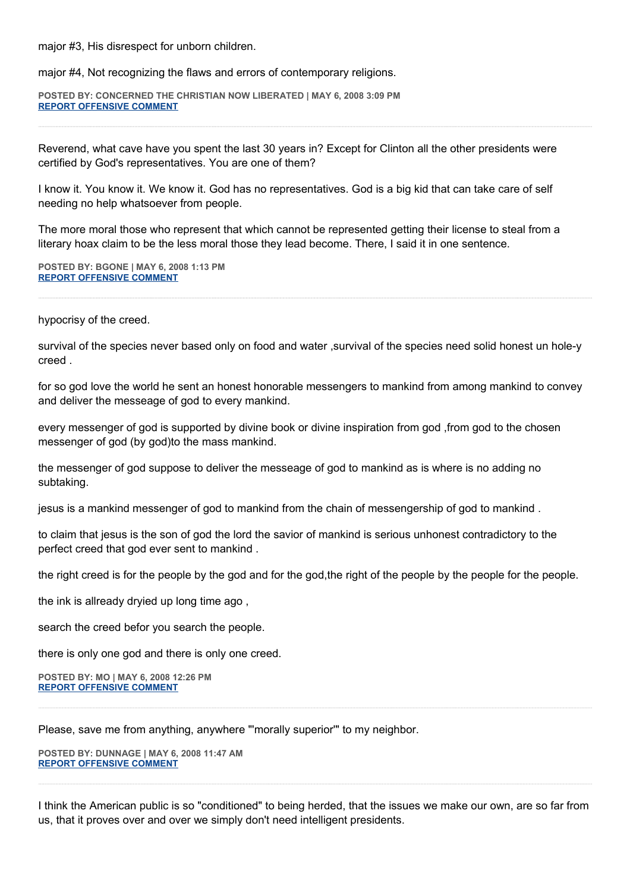major #3, His disrespect for unborn children.

major #4, Not recognizing the flaws and errors of contemporary religions.

**POSTED BY: CONCERNED THE CHRISTIAN NOW LIBERATED | MAY 6, 2008 3:09 PM**
**REPORT OFFENSIVE COMMENT**

---

Reverend, what cave have you spent the last 30 years in? Except for Clinton all the other presidents were certified by God's representatives. You are one of them?

I know it. You know it. We know it. God has no representatives. God is a big kid that can take care of self needing no help whatsoever from people.

The more moral those who represent that which cannot be represented getting their license to steal from a literary hoax claim to be the less moral those they lead become. There, I said it in one sentence.

**POSTED BY: BGONE | MAY 6, 2008 1:13 PM**
**REPORT OFFENSIVE COMMENT**

---

hypocrisy of the creed.

survival of the species never based only on food and water ,survival of the species need solid honest un hole-y creed .

for so god love the world he sent an honest honorable messengers to mankind from among mankind to convey and deliver the messeage of god to every mankind.

every messenger of god is supported by divine book or divine inspiration from god ,from god to the chosen messenger of god (by god)to the mass mankind.

the messenger of god suppose to deliver the messeage of god to mankind as is where is no adding no subtaking.

jesus is a mankind messenger of god to mankind from the chain of messengership of god to mankind .

to claim that jesus is the son of god the lord the savior of mankind is serious unhonest contradictory to the perfect creed that god ever sent to mankind .

the right creed is for the people by the god and for the god,the right of the people by the people for the people.

the ink is allready dryied up long time ago ,

search the creed befor you search the people.

there is only one god and there is only one creed.

**POSTED BY: MO | MAY 6, 2008 12:26 PM**
**REPORT OFFENSIVE COMMENT**

---

Please, save me from anything, anywhere "'morally superior'" to my neighbor.

**POSTED BY: DUNNAGE | MAY 6, 2008 11:47 AM**
**REPORT OFFENSIVE COMMENT**

---

I think the American public is so "conditioned" to being herded, that the issues we make our own, are so far from us, that it proves over and over we simply don't need intelligent presidents.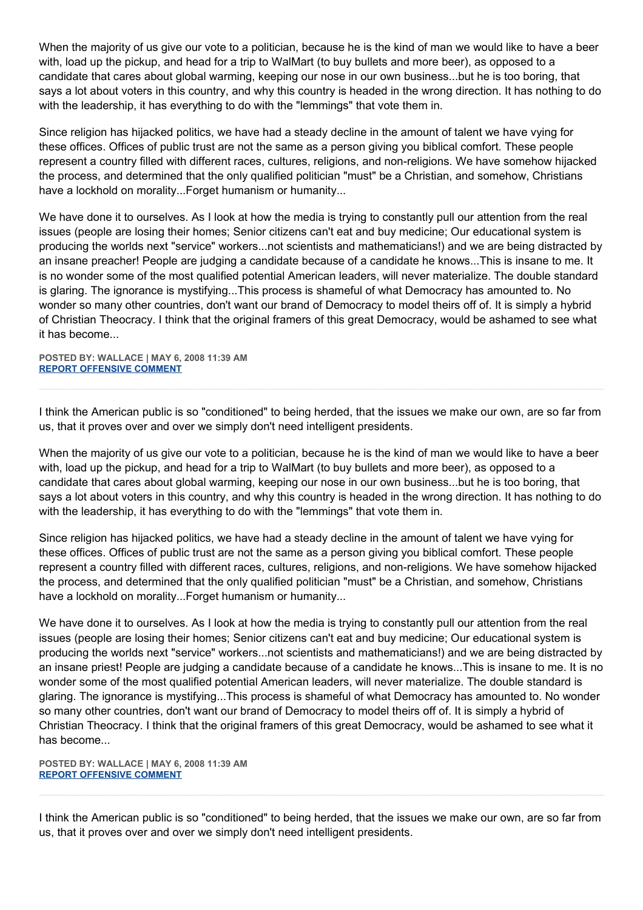When the majority of us give our vote to a politician, because he is the kind of man we would like to have a beer with, load up the pickup, and head for a trip to WalMart (to buy bullets and more beer), as opposed to a candidate that cares about global warming, keeping our nose in our own business...but he is too boring, that says a lot about voters in this country, and why this country is headed in the wrong direction. It has nothing to do with the leadership, it has everything to do with the "lemmings" that vote them in.

Since religion has hijacked politics, we have had a steady decline in the amount of talent we have vying for these offices. Offices of public trust are not the same as a person giving you biblical comfort. These people represent a country filled with different races, cultures, religions, and non-religions. We have somehow hijacked the process, and determined that the only qualified politician "must" be a Christian, and somehow, Christians have a lockhold on morality...Forget humanism or humanity...

We have done it to ourselves. As I look at how the media is trying to constantly pull our attention from the real issues (people are losing their homes; Senior citizens can't eat and buy medicine; Our educational system is producing the worlds next "service" workers...not scientists and mathematicians!) and we are being distracted by an insane preacher! People are judging a candidate because of a candidate he knows...This is insane to me. It is no wonder some of the most qualified potential American leaders, will never materialize. The double standard is glaring. The ignorance is mystifying...This process is shameful of what Democracy has amounted to. No wonder so many other countries, don't want our brand of Democracy to model theirs off of. It is simply a hybrid of Christian Theocracy. I think that the original framers of this great Democracy, would be ashamed to see what it has become...

**POSTED BY: WALLACE | MAY 6, 2008 11:39 AM**
**REPORT OFFENSIVE COMMENT**

---

I think the American public is so "conditioned" to being herded, that the issues we make our own, are so far from us, that it proves over and over we simply don't need intelligent presidents.

When the majority of us give our vote to a politician, because he is the kind of man we would like to have a beer with, load up the pickup, and head for a trip to WalMart (to buy bullets and more beer), as opposed to a candidate that cares about global warming, keeping our nose in our own business...but he is too boring, that says a lot about voters in this country, and why this country is headed in the wrong direction. It has nothing to do with the leadership, it has everything to do with the "lemmings" that vote them in.

Since religion has hijacked politics, we have had a steady decline in the amount of talent we have vying for these offices. Offices of public trust are not the same as a person giving you biblical comfort. These people represent a country filled with different races, cultures, religions, and non-religions. We have somehow hijacked the process, and determined that the only qualified politician "must" be a Christian, and somehow, Christians have a lockhold on morality...Forget humanism or humanity...

We have done it to ourselves. As I look at how the media is trying to constantly pull our attention from the real issues (people are losing their homes; Senior citizens can't eat and buy medicine; Our educational system is producing the worlds next "service" workers...not scientists and mathematicians!) and we are being distracted by an insane priest! People are judging a candidate because of a candidate he knows...This is insane to me. It is no wonder some of the most qualified potential American leaders, will never materialize. The double standard is glaring. The ignorance is mystifying...This process is shameful of what Democracy has amounted to. No wonder so many other countries, don't want our brand of Democracy to model theirs off of. It is simply a hybrid of Christian Theocracy. I think that the original framers of this great Democracy, would be ashamed to see what it has become...

**POSTED BY: WALLACE | MAY 6, 2008 11:39 AM**
**REPORT OFFENSIVE COMMENT**

---

I think the American public is so "conditioned" to being herded, that the issues we make our own, are so far from us, that it proves over and over we simply don't need intelligent presidents.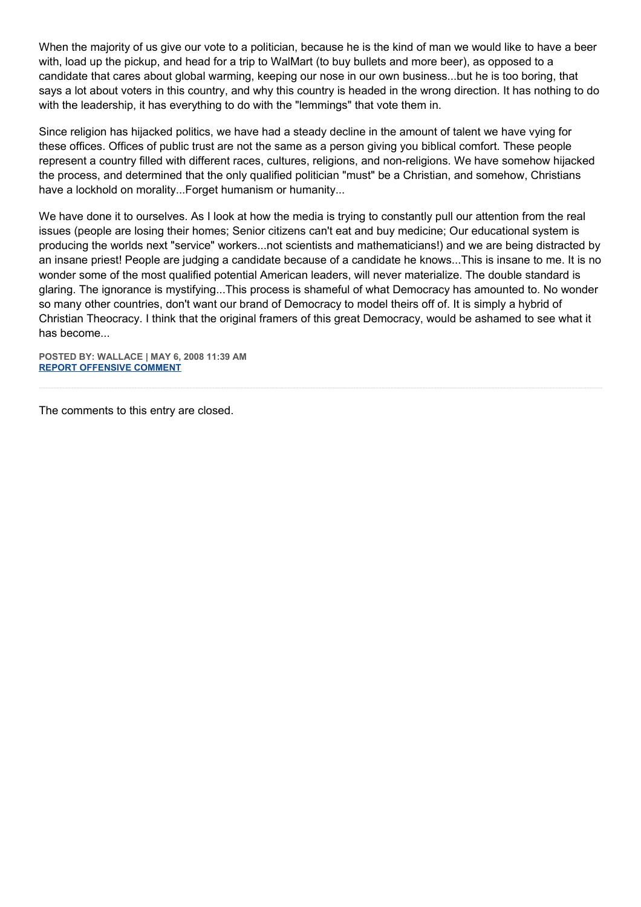When the majority of us give our vote to a politician, because he is the kind of man we would like to have a beer with, load up the pickup, and head for a trip to WalMart (to buy bullets and more beer), as opposed to a candidate that cares about global warming, keeping our nose in our own business...but he is too boring, that says a lot about voters in this country, and why this country is headed in the wrong direction. It has nothing to do with the leadership, it has everything to do with the "lemmings" that vote them in.

Since religion has hijacked politics, we have had a steady decline in the amount of talent we have vying for these offices. Offices of public trust are not the same as a person giving you biblical comfort. These people represent a country filled with different races, cultures, religions, and non-religions. We have somehow hijacked the process, and determined that the only qualified politician "must" be a Christian, and somehow, Christians have a lockhold on morality...Forget humanism or humanity...

We have done it to ourselves. As I look at how the media is trying to constantly pull our attention from the real issues (people are losing their homes; Senior citizens can't eat and buy medicine; Our educational system is producing the worlds next "service" workers...not scientists and mathematicians!) and we are being distracted by an insane priest! People are judging a candidate because of a candidate he knows...This is insane to me. It is no wonder some of the most qualified potential American leaders, will never materialize. The double standard is glaring. The ignorance is mystifying...This process is shameful of what Democracy has amounted to. No wonder so many other countries, don't want our brand of Democracy to model theirs off of. It is simply a hybrid of Christian Theocracy. I think that the original framers of this great Democracy, would be ashamed to see what it has become...

**POSTED BY: WALLACE | MAY 6, 2008 11:39 AM**
**REPORT OFFENSIVE COMMENT**

---

The comments to this entry are closed.